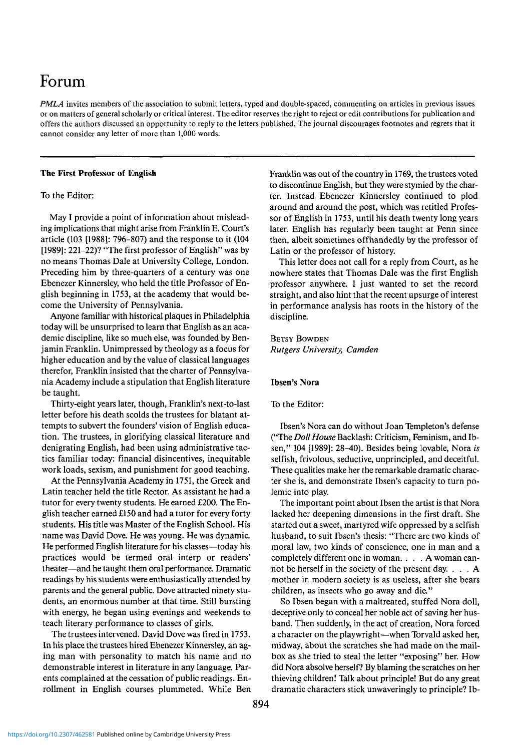# Forum

*PMLA* invites members of the association to submit letters, typed and double-spaced, commenting on articles in previous issues or on matters of general scholarly or critical interest. The editor reserves the right to reject or edit contributions for publication and offers the authors discussed an opportunity to reply to the letters published. The journal discourages footnotes and regrets that it cannot consider any letter of more than 1,000 words.

---

**The First Professor of English**

To the Editor:

May I provide a point of information about misleading implications that might arise from Franklin E. Court's article (103 [1988]: 796–807) and the response to it (104 [1989]: 221–22)? "The first professor of English" was by no means Thomas Dale at University College, London. Preceding him by three-quarters of a century was one Ebenezer Kinnersley, who held the title Professor of English beginning in 1753, at the academy that would become the University of Pennsylvania.

Anyone familiar with historical plaques in Philadelphia today will be unsurprised to learn that English as an academic discipline, like so much else, was founded by Benjamin Franklin. Unimpressed by theology as a focus for higher education and by the value of classical languages therefor, Franklin insisted that the charter of Pennsylvania Academy include a stipulation that English literature be taught.

Thirty-eight years later, though, Franklin's next-to-last letter before his death scolds the trustees for blatant attempts to subvert the founders' vision of English education. The trustees, in glorifying classical literature and denigrating English, had been using administrative tactics familiar today: financial disincentives, inequitable work loads, sexism, and punishment for good teaching.

At the Pennsylvania Academy in 1751, the Greek and Latin teacher held the title Rector. As assistant he had a tutor for every twenty students. He earned £200. The English teacher earned £150 and had a tutor for every forty students. His title was Master of the English School. His name was David Dove. He was young. He was dynamic. He performed English literature for his classes—today his practices would be termed oral interp or readers' theater—and he taught them oral performance. Dramatic readings by his students were enthusiastically attended by parents and the general public. Dove attracted ninety students, an enormous number at that time. Still bursting with energy, he began using evenings and weekends to teach literary performance to classes of girls.

The trustees intervened. David Dove was fired in 1753. In his place the trustees hired Ebenezer Kinnersley, an aging man with personality to match his name and no demonstrable interest in literature in any language. Parents complained at the cessation of public readings. Enrollment in English courses plummeted. While Ben Franklin was out of the country in 1769, the trustees voted to discontinue English, but they were stymied by the charter. Instead Ebenezer Kinnersley continued to plod around and around the post, which was retitled Professor of English in 1753, until his death twenty long years later. English has regularly been taught at Penn since then, albeit sometimes offhandedly by the professor of Latin or the professor of history.

This letter does not call for a reply from Court, as he nowhere states that Thomas Dale was the first English professor anywhere. I just wanted to set the record straight, and also hint that the recent upsurge of interest in performance analysis has roots in the history of the discipline.

BETSY BOWDEN
*Rutgers University, Camden*

**Ibsen's Nora**

To the Editor:

Ibsen's Nora can do without Joan Templeton's defense ("The *Doll House* Backlash: Criticism, Feminism, and Ibsen," 104 [1989]: 28–40). Besides being lovable, Nora *is* selfish, frivolous, seductive, unprincipled, and deceitful. These qualities make her the remarkable dramatic character she is, and demonstrate Ibsen's capacity to turn polemic into play.

The important point about Ibsen the artist is that Nora lacked her deepening dimensions in the first draft. She started out a sweet, martyred wife oppressed by a selfish husband, to suit Ibsen's thesis: "There are two kinds of moral law, two kinds of conscience, one in man and a completely different one in woman. . . . A woman cannot be herself in the society of the present day. . . . A mother in modern society is as useless, after she bears children, as insects who go away and die."

So Ibsen began with a maltreated, stuffed Nora doll, deceptive only to conceal her noble act of saving her husband. Then suddenly, in the act of creation, Nora forced a character on the playwright—when Torvald asked her, midway, about the scratches she had made on the mailbox as she tried to steal the letter "exposing" her. How did Nora absolve herself? By blaming the scratches on her thieving children! Talk about principle! But do any great dramatic characters stick unwaveringly to principle? Ib-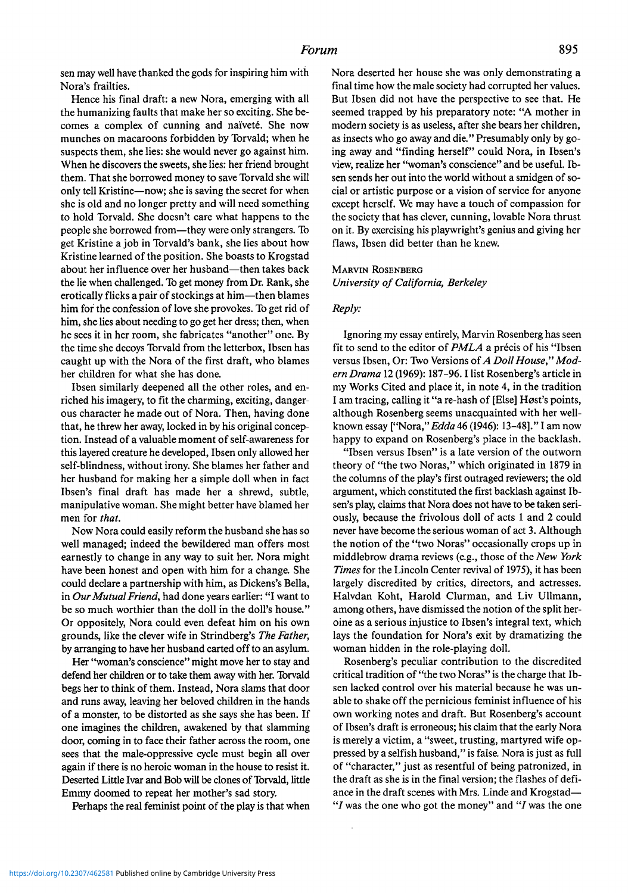sen may well have thanked the gods for inspiring him with Nora's frailties.

Hence his final draft: a new Nora, emerging with all the humanizing faults that make her so exciting. She becomes a complex of cunning and naïveté. She now munches on macaroons forbidden by Torvald; when he suspects them, she lies: she would never go against him. When he discovers the sweets, she lies: her friend brought them. That she borrowed money to save Torvald she will only tell Kristine—now; she is saving the secret for when she is old and no longer pretty and will need something to hold Torvald. She doesn't care what happens to the people she borrowed from—they were only strangers. To get Kristine a job in Torvald's bank, she lies about how Kristine learned of the position. She boasts to Krogstad about her influence over her husband—then takes back the lie when challenged. To get money from Dr. Rank, she erotically flicks a pair of stockings at him—then blames him for the confession of love she provokes. To get rid of him, she lies about needing to go get her dress; then, when he sees it in her room, she fabricates "another" one. By the time she decoys Torvald from the letterbox, Ibsen has caught up with the Nora of the first draft, who blames her children for what she has done.

Ibsen similarly deepened all the other roles, and enriched his imagery, to fit the charming, exciting, dangerous character he made out of Nora. Then, having done that, he threw her away, locked in by his original conception. Instead of a valuable moment of self-awareness for this layered creature he developed, Ibsen only allowed her self-blindness, without irony. She blames her father and her husband for making her a simple doll when in fact Ibsen's final draft has made her a shrewd, subtle, manipulative woman. She might better have blamed her men for *that*.

Now Nora could easily reform the husband she has so well managed; indeed the bewildered man offers most earnestly to change in any way to suit her. Nora might have been honest and open with him for a change. She could declare a partnership with him, as Dickens's Bella, in *Our Mutual Friend*, had done years earlier: "I want to be so much worthier than the doll in the doll's house." Or oppositely, Nora could even defeat him on his own grounds, like the clever wife in Strindberg's *The Father*, by arranging to have her husband carted off to an asylum.

Her "woman's conscience" might move her to stay and defend her children or to take them away with her. Torvald begs her to think of them. Instead, Nora slams that door and runs away, leaving her beloved children in the hands of a monster, to be distorted as she says she has been. If one imagines the children, awakened by that slamming door, coming in to face their father across the room, one sees that the male-oppressive cycle must begin all over again if there is no heroic woman in the house to resist it. Deserted Little Ivar and Bob will be clones of Torvald, little Emmy doomed to repeat her mother's sad story.

Perhaps the real feminist point of the play is that when Nora deserted her house she was only demonstrating a final time how the male society had corrupted her values. But Ibsen did not have the perspective to see that. He seemed trapped by his preparatory note: "A mother in modern society is as useless, after she bears her children, as insects who go away and die." Presumably only by going away and "finding herself" could Nora, in Ibsen's view, realize her "woman's conscience" and be useful. Ibsen sends her out into the world without a smidgen of social or artistic purpose or a vision of service for anyone except herself. We may have a touch of compassion for the society that has clever, cunning, lovable Nora thrust on it. By exercising his playwright's genius and giving her flaws, Ibsen did better than he knew.

Marvin Rosenberg
*University of California, Berkeley*

*Reply:*

Ignoring my essay entirely, Marvin Rosenberg has seen fit to send to the editor of *PMLA* a précis of his "Ibsen versus Ibsen, Or: Two Versions of *A Doll House*," *Modern Drama* 12 (1969): 187–96. I list Rosenberg's article in my Works Cited and place it, in note 4, in the tradition I am tracing, calling it "a re-hash of [Else] Høst's points, although Rosenberg seems unacquainted with her well-known essay ["Nora," *Edda* 46 (1946): 13–48]." I am now happy to expand on Rosenberg's place in the backlash.

"Ibsen versus Ibsen" is a late version of the outworn theory of "the two Noras," which originated in 1879 in the columns of the play's first outraged reviewers; the old argument, which constituted the first backlash against Ibsen's play, claims that Nora does not have to be taken seriously, because the frivolous doll of acts 1 and 2 could never have become the serious woman of act 3. Although the notion of the "two Noras" occasionally crops up in middlebrow drama reviews (e.g., those of the *New York Times* for the Lincoln Center revival of 1975), it has been largely discredited by critics, directors, and actresses. Halvdan Koht, Harold Clurman, and Liv Ullmann, among others, have dismissed the notion of the split heroine as a serious injustice to Ibsen's integral text, which lays the foundation for Nora's exit by dramatizing the woman hidden in the role-playing doll.

Rosenberg's peculiar contribution to the discredited critical tradition of "the two Noras" is the charge that Ibsen lacked control over his material because he was unable to shake off the pernicious feminist influence of his own working notes and draft. But Rosenberg's account of Ibsen's draft is erroneous; his claim that the early Nora is merely a victim, a "sweet, trusting, martyred wife oppressed by a selfish husband," is false. Nora is just as full of "character," just as resentful of being patronized, in the draft as she is in the final version; the flashes of defiance in the draft scenes with Mrs. Linde and Krogstad—"*I* was the one who got the money" and "*I* was the one